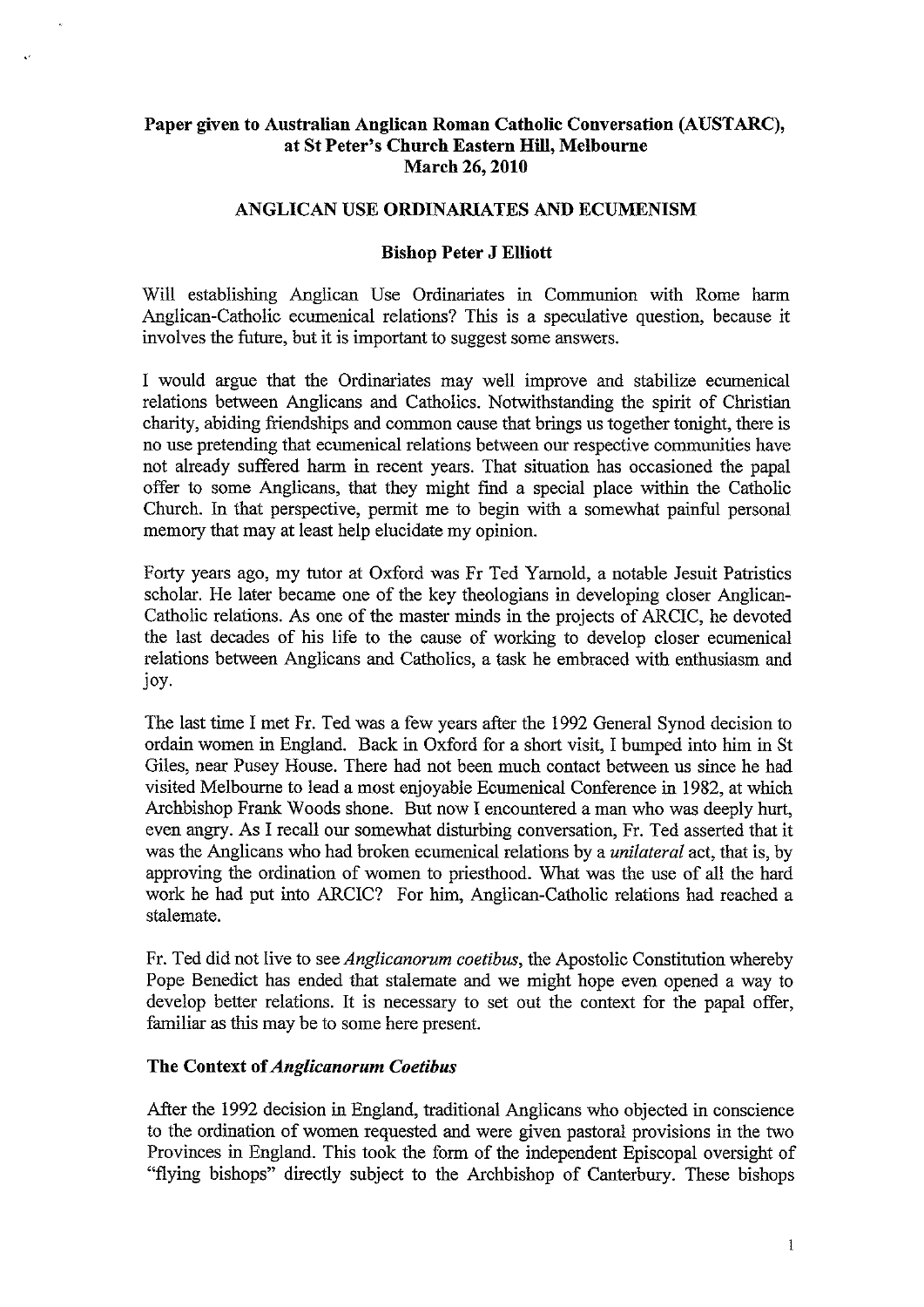**Paper given to Australian Anglican Roman Catholic Conversation (AUSTARC), at St Peter's Church Eastern Hill, Melbourne**
**March 26, 2010**

# ANGLICAN USE ORDINARIATES AND ECUMENISM

**Bishop Peter J Elliott**

Will establishing Anglican Use Ordinariates in Communion with Rome harm Anglican-Catholic ecumenical relations? This is a speculative question, because it involves the future, but it is important to suggest some answers.

I would argue that the Ordinariates may well improve and stabilize ecumenical relations between Anglicans and Catholics. Notwithstanding the spirit of Christian charity, abiding friendships and common cause that brings us together tonight, there is no use pretending that ecumenical relations between our respective communities have not already suffered harm in recent years. That situation has occasioned the papal offer to some Anglicans, that they might find a special place within the Catholic Church. In that perspective, permit me to begin with a somewhat painful personal memory that may at least help elucidate my opinion.

Forty years ago, my tutor at Oxford was Fr Ted Yarnold, a notable Jesuit Patristics scholar. He later became one of the key theologians in developing closer Anglican-Catholic relations. As one of the master minds in the projects of ARCIC, he devoted the last decades of his life to the cause of working to develop closer ecumenical relations between Anglicans and Catholics, a task he embraced with enthusiasm and joy.

The last time I met Fr. Ted was a few years after the 1992 General Synod decision to ordain women in England. Back in Oxford for a short visit, I bumped into him in St Giles, near Pusey House. There had not been much contact between us since he had visited Melbourne to lead a most enjoyable Ecumenical Conference in 1982, at which Archbishop Frank Woods shone. But now I encountered a man who was deeply hurt, even angry. As I recall our somewhat disturbing conversation, Fr. Ted asserted that it was the Anglicans who had broken ecumenical relations by a *unilateral* act, that is, by approving the ordination of women to priesthood. What was the use of all the hard work he had put into ARCIC? For him, Anglican-Catholic relations had reached a stalemate.

Fr. Ted did not live to see *Anglicanorum coetibus*, the Apostolic Constitution whereby Pope Benedict has ended that stalemate and we might hope even opened a way to develop better relations. It is necessary to set out the context for the papal offer, familiar as this may be to some here present.

## The Context of *Anglicanorum Coetibus*

After the 1992 decision in England, traditional Anglicans who objected in conscience to the ordination of women requested and were given pastoral provisions in the two Provinces in England. This took the form of the independent Episcopal oversight of "flying bishops" directly subject to the Archbishop of Canterbury. These bishops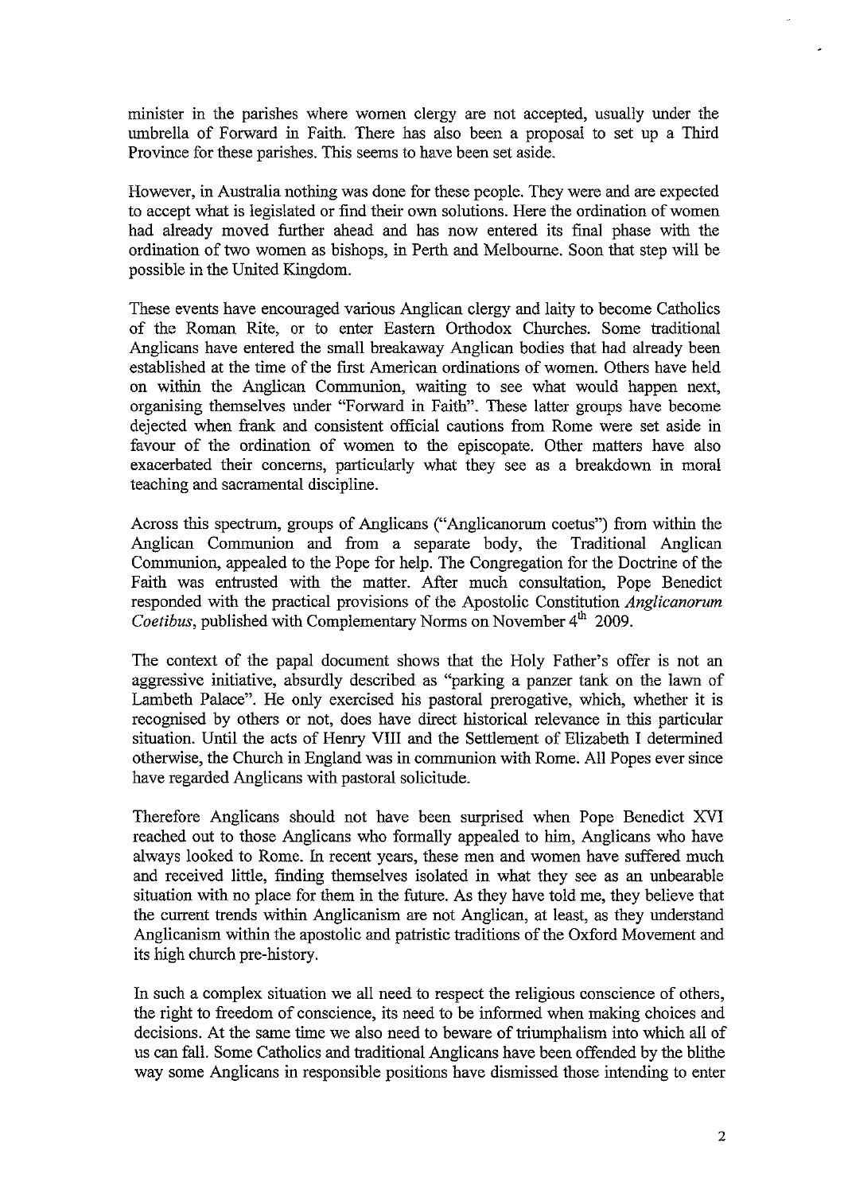minister in the parishes where women clergy are not accepted, usually under the umbrella of Forward in Faith. There has also been a proposal to set up a Third Province for these parishes. This seems to have been set aside.

However, in Australia nothing was done for these people. They were and are expected to accept what is legislated or find their own solutions. Here the ordination of women had already moved further ahead and has now entered its final phase with the ordination of two women as bishops, in Perth and Melbourne. Soon that step will be possible in the United Kingdom.

These events have encouraged various Anglican clergy and laity to become Catholics of the Roman Rite, or to enter Eastern Orthodox Churches. Some traditional Anglicans have entered the small breakaway Anglican bodies that had already been established at the time of the first American ordinations of women. Others have held on within the Anglican Communion, waiting to see what would happen next, organising themselves under "Forward in Faith". These latter groups have become dejected when frank and consistent official cautions from Rome were set aside in favour of the ordination of women to the episcopate. Other matters have also exacerbated their concerns, particularly what they see as a breakdown in moral teaching and sacramental discipline.

Across this spectrum, groups of Anglicans ("Anglicanorum coetus") from within the Anglican Communion and from a separate body, the Traditional Anglican Communion, appealed to the Pope for help. The Congregation for the Doctrine of the Faith was entrusted with the matter. After much consultation, Pope Benedict responded with the practical provisions of the Apostolic Constitution *Anglicanorum Coetibus*, published with Complementary Norms on November 4th 2009.

The context of the papal document shows that the Holy Father's offer is not an aggressive initiative, absurdly described as "parking a panzer tank on the lawn of Lambeth Palace". He only exercised his pastoral prerogative, which, whether it is recognised by others or not, does have direct historical relevance in this particular situation. Until the acts of Henry VIII and the Settlement of Elizabeth I determined otherwise, the Church in England was in communion with Rome. All Popes ever since have regarded Anglicans with pastoral solicitude.

Therefore Anglicans should not have been surprised when Pope Benedict XVI reached out to those Anglicans who formally appealed to him, Anglicans who have always looked to Rome. In recent years, these men and women have suffered much and received little, finding themselves isolated in what they see as an unbearable situation with no place for them in the future. As they have told me, they believe that the current trends within Anglicanism are not Anglican, at least, as they understand Anglicanism within the apostolic and patristic traditions of the Oxford Movement and its high church pre-history.

In such a complex situation we all need to respect the religious conscience of others, the right to freedom of conscience, its need to be informed when making choices and decisions. At the same time we also need to beware of triumphalism into which all of us can fall. Some Catholics and traditional Anglicans have been offended by the blithe way some Anglicans in responsible positions have dismissed those intending to enter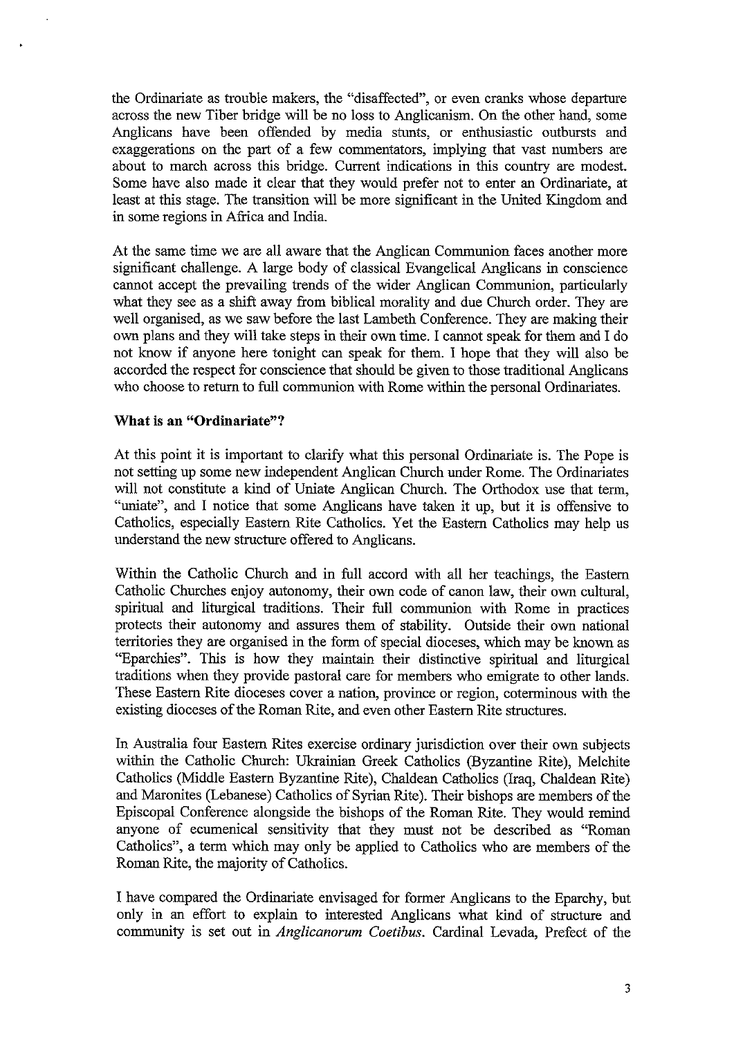the Ordinariate as trouble makers, the "disaffected", or even cranks whose departure across the new Tiber bridge will be no loss to Anglicanism. On the other hand, some Anglicans have been offended by media stunts, or enthusiastic outbursts and exaggerations on the part of a few commentators, implying that vast numbers are about to march across this bridge. Current indications in this country are modest. Some have also made it clear that they would prefer not to enter an Ordinariate, at least at this stage. The transition will be more significant in the United Kingdom and in some regions in Africa and India.

At the same time we are all aware that the Anglican Communion faces another more significant challenge. A large body of classical Evangelical Anglicans in conscience cannot accept the prevailing trends of the wider Anglican Communion, particularly what they see as a shift away from biblical morality and due Church order. They are well organised, as we saw before the last Lambeth Conference. They are making their own plans and they will take steps in their own time. I cannot speak for them and I do not know if anyone here tonight can speak for them. I hope that they will also be accorded the respect for conscience that should be given to those traditional Anglicans who choose to return to full communion with Rome within the personal Ordinariates.

**What is an "Ordinariate"?**

At this point it is important to clarify what this personal Ordinariate is. The Pope is not setting up some new independent Anglican Church under Rome. The Ordinariates will not constitute a kind of Uniate Anglican Church. The Orthodox use that term, "uniate", and I notice that some Anglicans have taken it up, but it is offensive to Catholics, especially Eastern Rite Catholics. Yet the Eastern Catholics may help us understand the new structure offered to Anglicans.

Within the Catholic Church and in full accord with all her teachings, the Eastern Catholic Churches enjoy autonomy, their own code of canon law, their own cultural, spiritual and liturgical traditions. Their full communion with Rome in practices protects their autonomy and assures them of stability. Outside their own national territories they are organised in the form of special dioceses, which may be known as "Eparchies". This is how they maintain their distinctive spiritual and liturgical traditions when they provide pastoral care for members who emigrate to other lands. These Eastern Rite dioceses cover a nation, province or region, coterminous with the existing dioceses of the Roman Rite, and even other Eastern Rite structures.

In Australia four Eastern Rites exercise ordinary jurisdiction over their own subjects within the Catholic Church: Ukrainian Greek Catholics (Byzantine Rite), Melchite Catholics (Middle Eastern Byzantine Rite), Chaldean Catholics (Iraq, Chaldean Rite) and Maronites (Lebanese) Catholics of Syrian Rite). Their bishops are members of the Episcopal Conference alongside the bishops of the Roman Rite. They would remind anyone of ecumenical sensitivity that they must not be described as "Roman Catholics", a term which may only be applied to Catholics who are members of the Roman Rite, the majority of Catholics.

I have compared the Ordinariate envisaged for former Anglicans to the Eparchy, but only in an effort to explain to interested Anglicans what kind of structure and community is set out in *Anglicanorum Coetibus*. Cardinal Levada, Prefect of the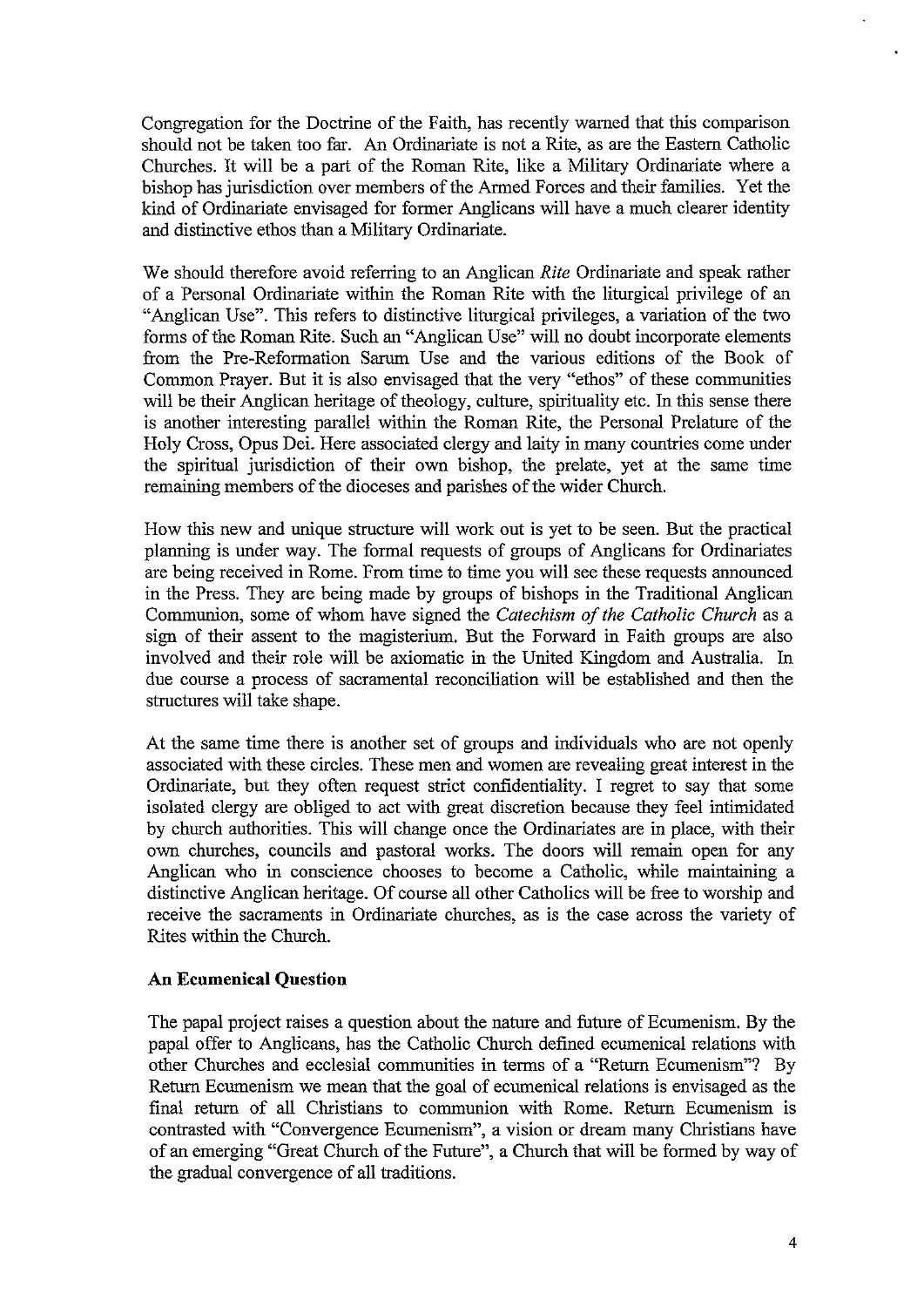Congregation for the Doctrine of the Faith, has recently warned that this comparison should not be taken too far. An Ordinariate is not a Rite, as are the Eastern Catholic Churches. It will be a part of the Roman Rite, like a Military Ordinariate where a bishop has jurisdiction over members of the Armed Forces and their families. Yet the kind of Ordinariate envisaged for former Anglicans will have a much clearer identity and distinctive ethos than a Military Ordinariate.

We should therefore avoid referring to an Anglican *Rite* Ordinariate and speak rather of a Personal Ordinariate within the Roman Rite with the liturgical privilege of an "Anglican Use". This refers to distinctive liturgical privileges, a variation of the two forms of the Roman Rite. Such an "Anglican Use" will no doubt incorporate elements from the Pre-Reformation Sarum Use and the various editions of the Book of Common Prayer. But it is also envisaged that the very "ethos" of these communities will be their Anglican heritage of theology, culture, spirituality etc. In this sense there is another interesting parallel within the Roman Rite, the Personal Prelature of the Holy Cross, Opus Dei. Here associated clergy and laity in many countries come under the spiritual jurisdiction of their own bishop, the prelate, yet at the same time remaining members of the dioceses and parishes of the wider Church.

How this new and unique structure will work out is yet to be seen. But the practical planning is under way. The formal requests of groups of Anglicans for Ordinariates are being received in Rome. From time to time you will see these requests announced in the Press. They are being made by groups of bishops in the Traditional Anglican Communion, some of whom have signed the *Catechism of the Catholic Church* as a sign of their assent to the magisterium. But the Forward in Faith groups are also involved and their role will be axiomatic in the United Kingdom and Australia. In due course a process of sacramental reconciliation will be established and then the structures will take shape.

At the same time there is another set of groups and individuals who are not openly associated with these circles. These men and women are revealing great interest in the Ordinariate, but they often request strict confidentiality. I regret to say that some isolated clergy are obliged to act with great discretion because they feel intimidated by church authorities. This will change once the Ordinariates are in place, with their own churches, councils and pastoral works. The doors will remain open for any Anglican who in conscience chooses to become a Catholic, while maintaining a distinctive Anglican heritage. Of course all other Catholics will be free to worship and receive the sacraments in Ordinariate churches, as is the case across the variety of Rites within the Church.

**An Ecumenical Question**

The papal project raises a question about the nature and future of Ecumenism. By the papal offer to Anglicans, has the Catholic Church defined ecumenical relations with other Churches and ecclesial communities in terms of a "Return Ecumenism"? By Return Ecumenism we mean that the goal of ecumenical relations is envisaged as the final return of all Christians to communion with Rome. Return Ecumenism is contrasted with "Convergence Ecumenism", a vision or dream many Christians have of an emerging "Great Church of the Future", a Church that will be formed by way of the gradual convergence of all traditions.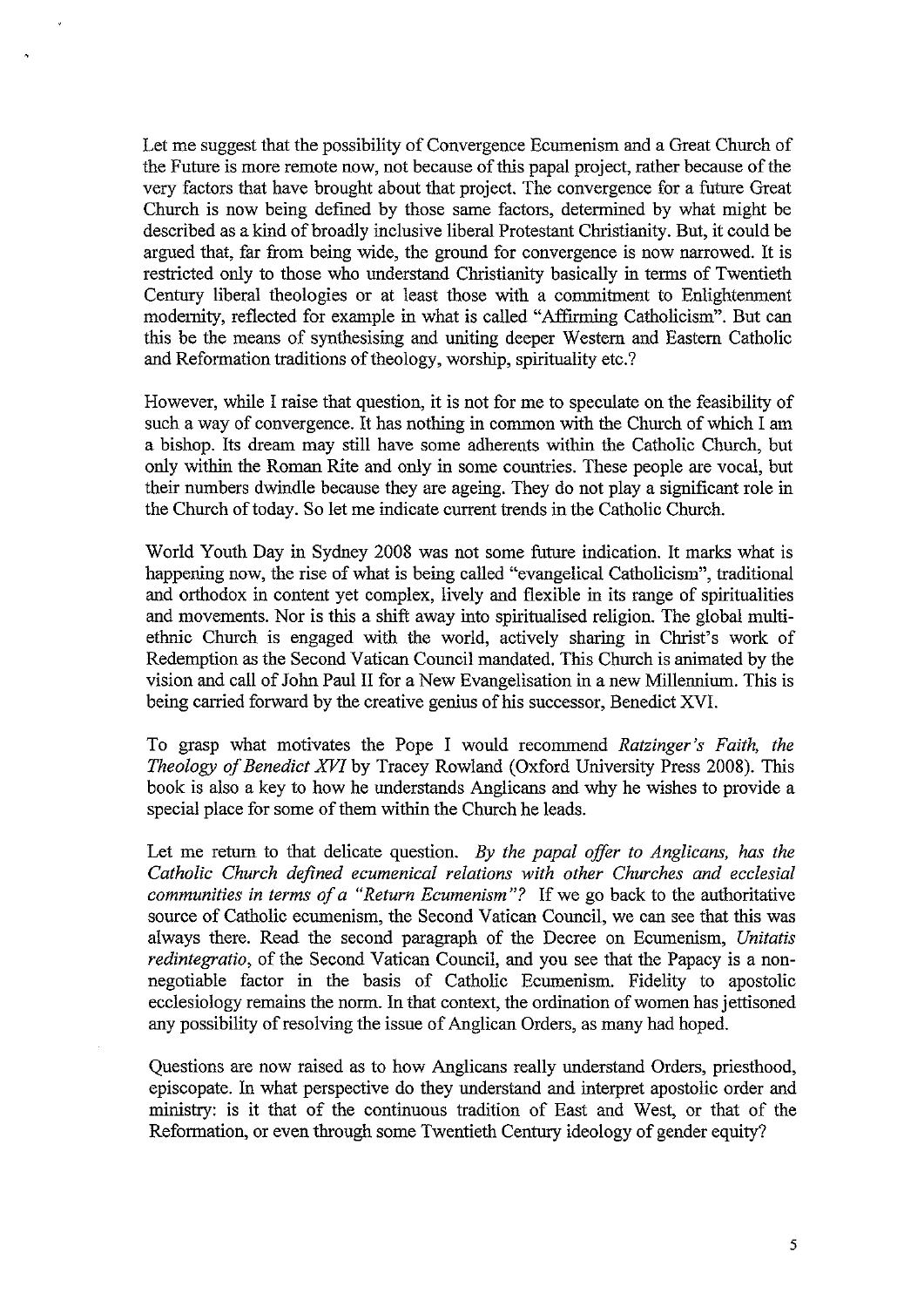Let me suggest that the possibility of Convergence Ecumenism and a Great Church of the Future is more remote now, not because of this papal project, rather because of the very factors that have brought about that project. The convergence for a future Great Church is now being defined by those same factors, determined by what might be described as a kind of broadly inclusive liberal Protestant Christianity. But, it could be argued that, far from being wide, the ground for convergence is now narrowed. It is restricted only to those who understand Christianity basically in terms of Twentieth Century liberal theologies or at least those with a commitment to Enlightenment modernity, reflected for example in what is called "Affirming Catholicism". But can this be the means of synthesising and uniting deeper Western and Eastern Catholic and Reformation traditions of theology, worship, spirituality etc.?

However, while I raise that question, it is not for me to speculate on the feasibility of such a way of convergence. It has nothing in common with the Church of which I am a bishop. Its dream may still have some adherents within the Catholic Church, but only within the Roman Rite and only in some countries. These people are vocal, but their numbers dwindle because they are ageing. They do not play a significant role in the Church of today. So let me indicate current trends in the Catholic Church.

World Youth Day in Sydney 2008 was not some future indication. It marks what is happening now, the rise of what is being called "evangelical Catholicism", traditional and orthodox in content yet complex, lively and flexible in its range of spiritualities and movements. Nor is this a shift away into spiritualised religion. The global multi-ethnic Church is engaged with the world, actively sharing in Christ's work of Redemption as the Second Vatican Council mandated. This Church is animated by the vision and call of John Paul II for a New Evangelisation in a new Millennium. This is being carried forward by the creative genius of his successor, Benedict XVI.

To grasp what motivates the Pope I would recommend *Ratzinger's Faith, the Theology of Benedict XVI* by Tracey Rowland (Oxford University Press 2008). This book is also a key to how he understands Anglicans and why he wishes to provide a special place for some of them within the Church he leads.

Let me return to that delicate question. *By the papal offer to Anglicans, has the Catholic Church defined ecumenical relations with other Churches and ecclesial communities in terms of a "Return Ecumenism"?* If we go back to the authoritative source of Catholic ecumenism, the Second Vatican Council, we can see that this was always there. Read the second paragraph of the Decree on Ecumenism, *Unitatis redintegratio*, of the Second Vatican Council, and you see that the Papacy is a non-negotiable factor in the basis of Catholic Ecumenism. Fidelity to apostolic ecclesiology remains the norm. In that context, the ordination of women has jettisoned any possibility of resolving the issue of Anglican Orders, as many had hoped.

Questions are now raised as to how Anglicans really understand Orders, priesthood, episcopate. In what perspective do they understand and interpret apostolic order and ministry: is it that of the continuous tradition of East and West, or that of the Reformation, or even through some Twentieth Century ideology of gender equity?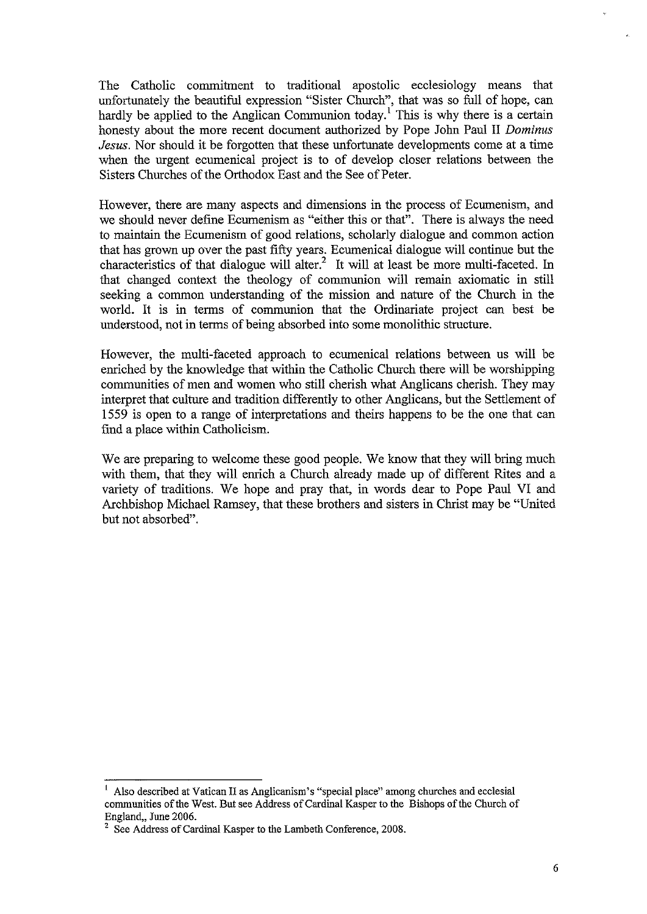The Catholic commitment to traditional apostolic ecclesiology means that unfortunately the beautiful expression "Sister Church", that was so full of hope, can hardly be applied to the Anglican Communion today.[1] This is why there is a certain honesty about the more recent document authorized by Pope John Paul II *Dominus Jesus*. Nor should it be forgotten that these unfortunate developments come at a time when the urgent ecumenical project is to of develop closer relations between the Sisters Churches of the Orthodox East and the See of Peter.

However, there are many aspects and dimensions in the process of Ecumenism, and we should never define Ecumenism as "either this or that". There is always the need to maintain the Ecumenism of good relations, scholarly dialogue and common action that has grown up over the past fifty years. Ecumenical dialogue will continue but the characteristics of that dialogue will alter.[2] It will at least be more multi-faceted. In that changed context the theology of communion will remain axiomatic in still seeking a common understanding of the mission and nature of the Church in the world. It is in terms of communion that the Ordinariate project can best be understood, not in terms of being absorbed into some monolithic structure.

However, the multi-faceted approach to ecumenical relations between us will be enriched by the knowledge that within the Catholic Church there will be worshipping communities of men and women who still cherish what Anglicans cherish. They may interpret that culture and tradition differently to other Anglicans, but the Settlement of 1559 is open to a range of interpretations and theirs happens to be the one that can find a place within Catholicism.

We are preparing to welcome these good people. We know that they will bring much with them, that they will enrich a Church already made up of different Rites and a variety of traditions. We hope and pray that, in words dear to Pope Paul VI and Archbishop Michael Ramsey, that these brothers and sisters in Christ may be "United but not absorbed".

---

[1] Also described at Vatican II as Anglicanism's "special place" among churches and ecclesial communities of the West. But see Address of Cardinal Kasper to the Bishops of the Church of England,, June 2006.

[2] See Address of Cardinal Kasper to the Lambeth Conference, 2008.